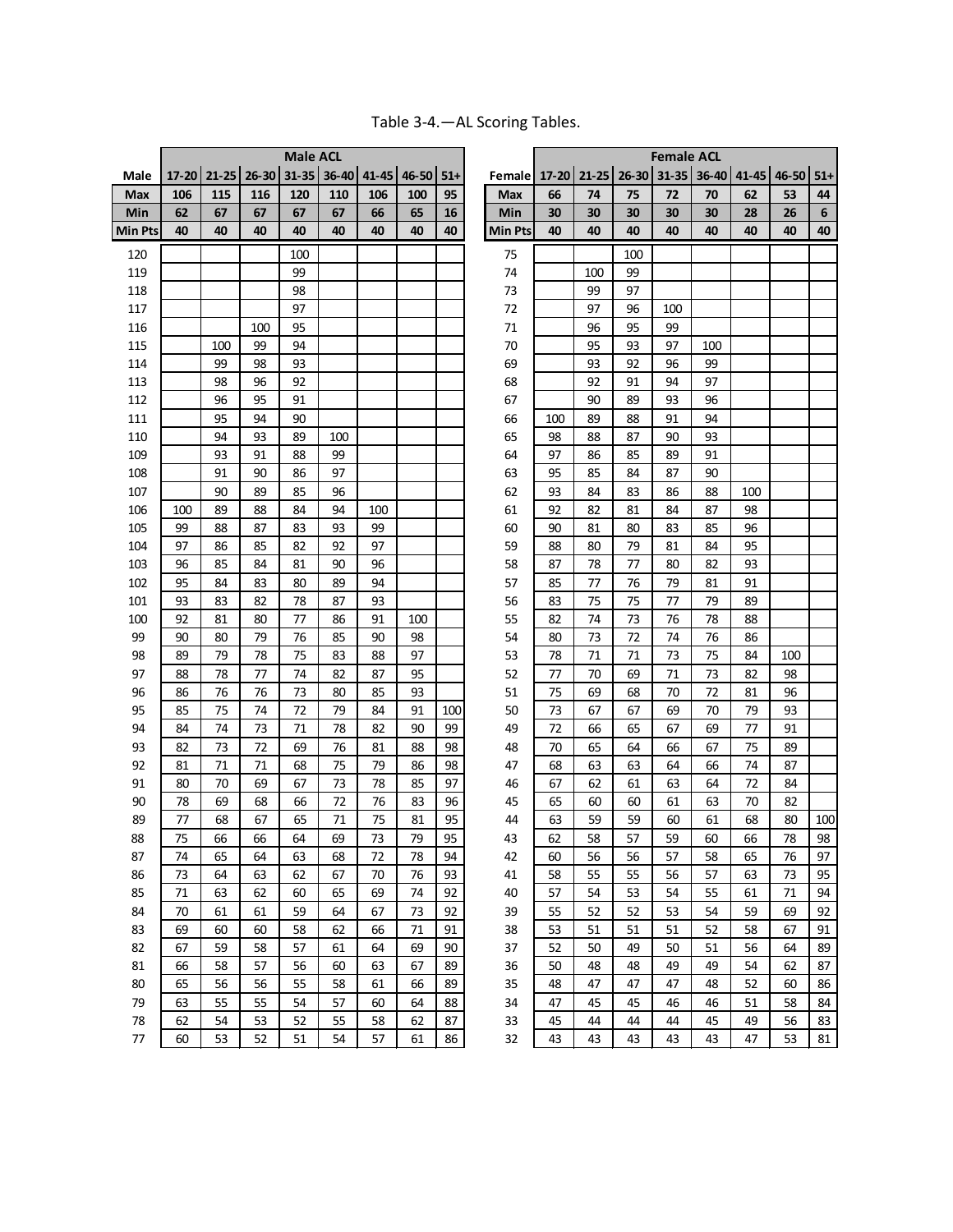Table 3-4.—AL Scoring Tables.

| | Male ACL | | | | | | | | | | Female ACL | | | | | | | |
|---|---|---|---|---|---|---|---|---|---|---|---|---|---|---|---|---|---|---|
| **Male** | **17-20** | **21-25** | **26-30** | **31-35** | **36-40** | **41-45** | **46-50** | **51+** | | **Female** | **17-20** | **21-25** | **26-30** | **31-35** | **36-40** | **41-45** | **46-50** | **51+** |
| **Max** | **106** | **115** | **116** | **120** | **110** | **106** | **100** | **95** | | **Max** | **66** | **74** | **75** | **72** | **70** | **62** | **53** | **44** |
| **Min** | **62** | **67** | **67** | **67** | **67** | **66** | **65** | **16** | | **Min** | **30** | **30** | **30** | **30** | **30** | **28** | **26** | **6** |
| **Min Pts** | **40** | **40** | **40** | **40** | **40** | **40** | **40** | **40** | | **Min Pts** | **40** | **40** | **40** | **40** | **40** | **40** | **40** | **40** |
| 120 | | | | 100 | | | | | | 75 | | | 100 | | | | | |
| 119 | | | | 99 | | | | | | 74 | | 100 | 99 | | | | | |
| 118 | | | | 98 | | | | | | 73 | | 99 | 97 | | | | | |
| 117 | | | | 97 | | | | | | 72 | | 97 | 96 | 100 | | | | |
| 116 | | | 100 | 95 | | | | | | 71 | | 96 | 95 | 99 | | | | |
| 115 | | 100 | 99 | 94 | | | | | | 70 | | 95 | 93 | 97 | 100 | | | |
| 114 | | 99 | 98 | 93 | | | | | | 69 | | 93 | 92 | 96 | 99 | | | |
| 113 | | 98 | 96 | 92 | | | | | | 68 | | 92 | 91 | 94 | 97 | | | |
| 112 | | 96 | 95 | 91 | | | | | | 67 | | 90 | 89 | 93 | 96 | | | |
| 111 | | 95 | 94 | 90 | | | | | | 66 | 100 | 89 | 88 | 91 | 94 | | | |
| 110 | | 94 | 93 | 89 | 100 | | | | | 65 | 98 | 88 | 87 | 90 | 93 | | | |
| 109 | | 93 | 91 | 88 | 99 | | | | | 64 | 97 | 86 | 85 | 89 | 91 | | | |
| 108 | | 91 | 90 | 86 | 97 | | | | | 63 | 95 | 85 | 84 | 87 | 90 | | | |
| 107 | | 90 | 89 | 85 | 96 | | | | | 62 | 93 | 84 | 83 | 86 | 88 | 100 | | |
| 106 | 100 | 89 | 88 | 84 | 94 | 100 | | | | 61 | 92 | 82 | 81 | 84 | 87 | 98 | | |
| 105 | 99 | 88 | 87 | 83 | 93 | 99 | | | | 60 | 90 | 81 | 80 | 83 | 85 | 96 | | |
| 104 | 97 | 86 | 85 | 82 | 92 | 97 | | | | 59 | 88 | 80 | 79 | 81 | 84 | 95 | | |
| 103 | 96 | 85 | 84 | 81 | 90 | 96 | | | | 58 | 87 | 78 | 77 | 80 | 82 | 93 | | |
| 102 | 95 | 84 | 83 | 80 | 89 | 94 | | | | 57 | 85 | 77 | 76 | 79 | 81 | 91 | | |
| 101 | 93 | 83 | 82 | 78 | 87 | 93 | | | | 56 | 83 | 75 | 75 | 77 | 79 | 89 | | |
| 100 | 92 | 81 | 80 | 77 | 86 | 91 | 100 | | | 55 | 82 | 74 | 73 | 76 | 78 | 88 | | |
| 99 | 90 | 80 | 79 | 76 | 85 | 90 | 98 | | | 54 | 80 | 73 | 72 | 74 | 76 | 86 | | |
| 98 | 89 | 79 | 78 | 75 | 83 | 88 | 97 | | | 53 | 78 | 71 | 71 | 73 | 75 | 84 | 100 | |
| 97 | 88 | 78 | 77 | 74 | 82 | 87 | 95 | | | 52 | 77 | 70 | 69 | 71 | 73 | 82 | 98 | |
| 96 | 86 | 76 | 76 | 73 | 80 | 85 | 93 | | | 51 | 75 | 69 | 68 | 70 | 72 | 81 | 96 | |
| 95 | 85 | 75 | 74 | 72 | 79 | 84 | 91 | 100 | | 50 | 73 | 67 | 67 | 69 | 70 | 79 | 93 | |
| 94 | 84 | 74 | 73 | 71 | 78 | 82 | 90 | 99 | | 49 | 72 | 66 | 65 | 67 | 69 | 77 | 91 | |
| 93 | 82 | 73 | 72 | 69 | 76 | 81 | 88 | 98 | | 48 | 70 | 65 | 64 | 66 | 67 | 75 | 89 | |
| 92 | 81 | 71 | 71 | 68 | 75 | 79 | 86 | 98 | | 47 | 68 | 63 | 63 | 64 | 66 | 74 | 87 | |
| 91 | 80 | 70 | 69 | 67 | 73 | 78 | 85 | 97 | | 46 | 67 | 62 | 61 | 63 | 64 | 72 | 84 | |
| 90 | 78 | 69 | 68 | 66 | 72 | 76 | 83 | 96 | | 45 | 65 | 60 | 60 | 61 | 63 | 70 | 82 | |
| 89 | 77 | 68 | 67 | 65 | 71 | 75 | 81 | 95 | | 44 | 63 | 59 | 59 | 60 | 61 | 68 | 80 | 100 |
| 88 | 75 | 66 | 66 | 64 | 69 | 73 | 79 | 95 | | 43 | 62 | 58 | 57 | 59 | 60 | 66 | 78 | 98 |
| 87 | 74 | 65 | 64 | 63 | 68 | 72 | 78 | 94 | | 42 | 60 | 56 | 56 | 57 | 58 | 65 | 76 | 97 |
| 86 | 73 | 64 | 63 | 62 | 67 | 70 | 76 | 93 | | 41 | 58 | 55 | 55 | 56 | 57 | 63 | 73 | 95 |
| 85 | 71 | 63 | 62 | 60 | 65 | 69 | 74 | 92 | | 40 | 57 | 54 | 53 | 54 | 55 | 61 | 71 | 94 |
| 84 | 70 | 61 | 61 | 59 | 64 | 67 | 73 | 92 | | 39 | 55 | 52 | 52 | 53 | 54 | 59 | 69 | 92 |
| 83 | 69 | 60 | 60 | 58 | 62 | 66 | 71 | 91 | | 38 | 53 | 51 | 51 | 51 | 52 | 58 | 67 | 91 |
| 82 | 67 | 59 | 58 | 57 | 61 | 64 | 69 | 90 | | 37 | 52 | 50 | 49 | 50 | 51 | 56 | 64 | 89 |
| 81 | 66 | 58 | 57 | 56 | 60 | 63 | 67 | 89 | | 36 | 50 | 48 | 48 | 49 | 49 | 54 | 62 | 87 |
| 80 | 65 | 56 | 56 | 55 | 58 | 61 | 66 | 89 | | 35 | 48 | 47 | 47 | 47 | 48 | 52 | 60 | 86 |
| 79 | 63 | 55 | 55 | 54 | 57 | 60 | 64 | 88 | | 34 | 47 | 45 | 45 | 46 | 46 | 51 | 58 | 84 |
| 78 | 62 | 54 | 53 | 52 | 55 | 58 | 62 | 87 | | 33 | 45 | 44 | 44 | 44 | 45 | 49 | 56 | 83 |
| 77 | 60 | 53 | 52 | 51 | 54 | 57 | 61 | 86 | | 32 | 43 | 43 | 43 | 43 | 43 | 47 | 53 | 81 |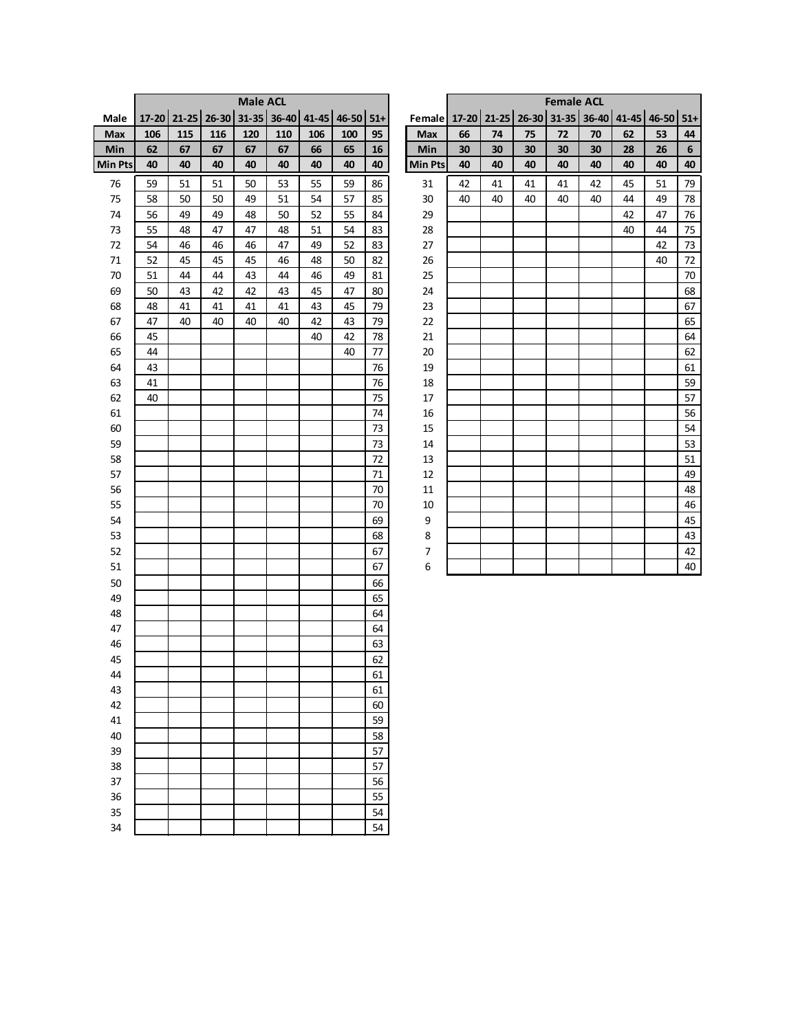| Male | Male ACL | | | | | | | |
|---|---|---|---|---|---|---|---|---|
| Male | 17-20 | 21-25 | 26-30 | 31-35 | 36-40 | 41-45 | 46-50 | 51+ |
| **Max** | **106** | **115** | **116** | **120** | **110** | **106** | **100** | **95** |
| **Min** | **62** | **67** | **67** | **67** | **67** | **66** | **65** | **16** |
| **Min Pts** | **40** | **40** | **40** | **40** | **40** | **40** | **40** | **40** |
| 76 | 59 | 51 | 51 | 50 | 53 | 55 | 59 | 86 |
| 75 | 58 | 50 | 50 | 49 | 51 | 54 | 57 | 85 |
| 74 | 56 | 49 | 49 | 48 | 50 | 52 | 55 | 84 |
| 73 | 55 | 48 | 47 | 47 | 48 | 51 | 54 | 83 |
| 72 | 54 | 46 | 46 | 46 | 47 | 49 | 52 | 83 |
| 71 | 52 | 45 | 45 | 45 | 46 | 48 | 50 | 82 |
| 70 | 51 | 44 | 44 | 43 | 44 | 46 | 49 | 81 |
| 69 | 50 | 43 | 42 | 42 | 43 | 45 | 47 | 80 |
| 68 | 48 | 41 | 41 | 41 | 41 | 43 | 45 | 79 |
| 67 | 47 | 40 | 40 | 40 | 40 | 42 | 43 | 79 |
| 66 | 45 | | | | | 40 | 42 | 78 |
| 65 | 44 | | | | | | 40 | 77 |
| 64 | 43 | | | | | | | 76 |
| 63 | 41 | | | | | | | 76 |
| 62 | 40 | | | | | | | 75 |
| 61 | | | | | | | | 74 |
| 60 | | | | | | | | 73 |
| 59 | | | | | | | | 73 |
| 58 | | | | | | | | 72 |
| 57 | | | | | | | | 71 |
| 56 | | | | | | | | 70 |
| 55 | | | | | | | | 70 |
| 54 | | | | | | | | 69 |
| 53 | | | | | | | | 68 |
| 52 | | | | | | | | 67 |
| 51 | | | | | | | | 67 |
| 50 | | | | | | | | 66 |
| 49 | | | | | | | | 65 |
| 48 | | | | | | | | 64 |
| 47 | | | | | | | | 64 |
| 46 | | | | | | | | 63 |
| 45 | | | | | | | | 62 |
| 44 | | | | | | | | 61 |
| 43 | | | | | | | | 61 |
| 42 | | | | | | | | 60 |
| 41 | | | | | | | | 59 |
| 40 | | | | | | | | 58 |
| 39 | | | | | | | | 57 |
| 38 | | | | | | | | 57 |
| 37 | | | | | | | | 56 |
| 36 | | | | | | | | 55 |
| 35 | | | | | | | | 54 |
| 34 | | | | | | | | 54 |

| Female | Female ACL | | | | | | | |
|---|---|---|---|---|---|---|---|---|
| Female | 17-20 | 21-25 | 26-30 | 31-35 | 36-40 | 41-45 | 46-50 | 51+ |
| **Max** | **66** | **74** | **75** | **72** | **70** | **62** | **53** | **44** |
| **Min** | **30** | **30** | **30** | **30** | **30** | **28** | **26** | **6** |
| **Min Pts** | **40** | **40** | **40** | **40** | **40** | **40** | **40** | **40** |
| 31 | 42 | 41 | 41 | 41 | 42 | 45 | 51 | 79 |
| 30 | 40 | 40 | 40 | 40 | 40 | 44 | 49 | 78 |
| 29 | | | | | | 42 | 47 | 76 |
| 28 | | | | | | 40 | 44 | 75 |
| 27 | | | | | | | 42 | 73 |
| 26 | | | | | | | 40 | 72 |
| 25 | | | | | | | | 70 |
| 24 | | | | | | | | 68 |
| 23 | | | | | | | | 67 |
| 22 | | | | | | | | 65 |
| 21 | | | | | | | | 64 |
| 20 | | | | | | | | 62 |
| 19 | | | | | | | | 61 |
| 18 | | | | | | | | 59 |
| 17 | | | | | | | | 57 |
| 16 | | | | | | | | 56 |
| 15 | | | | | | | | 54 |
| 14 | | | | | | | | 53 |
| 13 | | | | | | | | 51 |
| 12 | | | | | | | | 49 |
| 11 | | | | | | | | 48 |
| 10 | | | | | | | | 46 |
| 9 | | | | | | | | 45 |
| 8 | | | | | | | | 43 |
| 7 | | | | | | | | 42 |
| 6 | | | | | | | | 40 |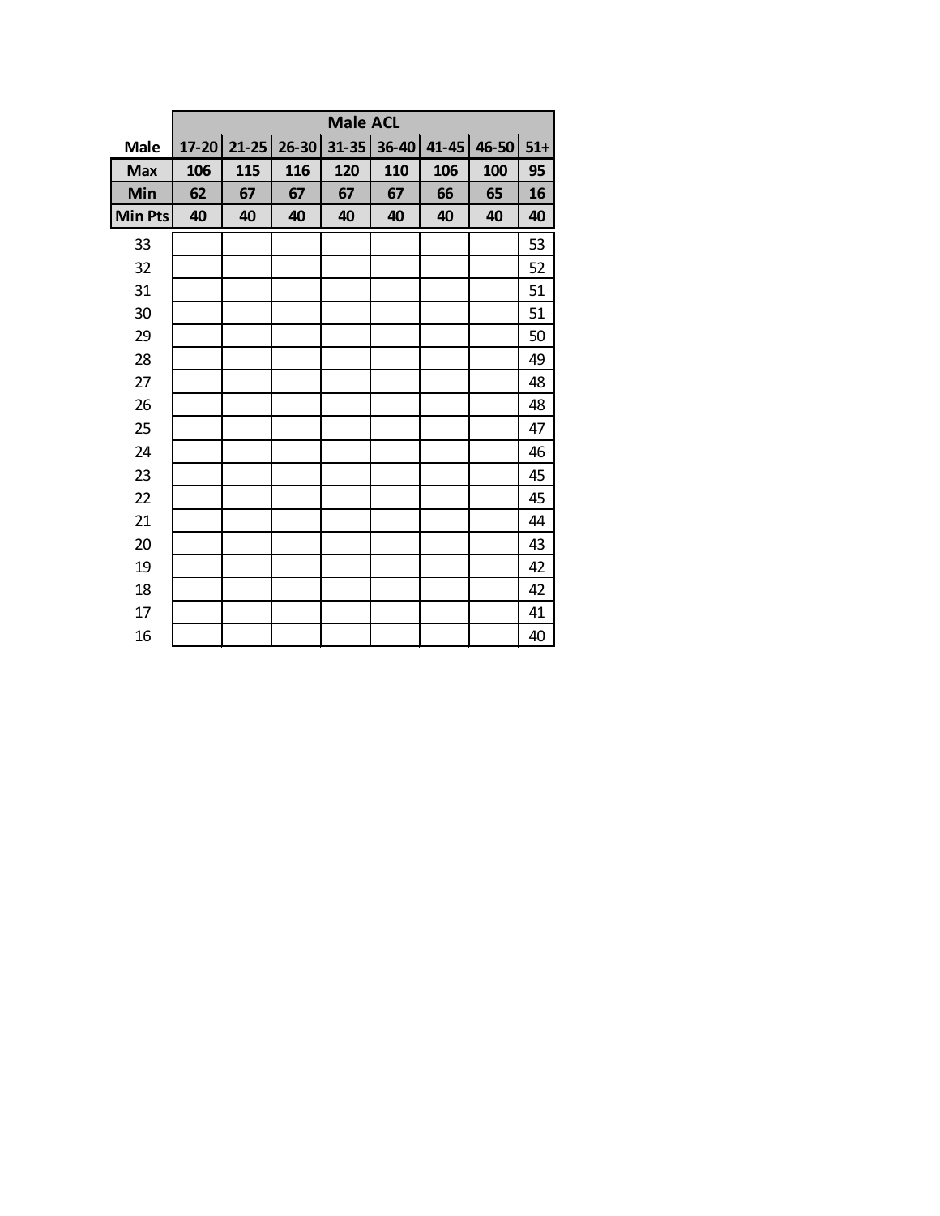| | Male ACL | | | | | | | |
|---|---|---|---|---|---|---|---|---|
| **Male** | **17-20** | **21-25** | **26-30** | **31-35** | **36-40** | **41-45** | **46-50** | **51+** |
| **Max** | **106** | **115** | **116** | **120** | **110** | **106** | **100** | **95** |
| **Min** | **62** | **67** | **67** | **67** | **67** | **66** | **65** | **16** |
| **Min Pts** | **40** | **40** | **40** | **40** | **40** | **40** | **40** | **40** |
| 33 | | | | | | | | 53 |
| 32 | | | | | | | | 52 |
| 31 | | | | | | | | 51 |
| 30 | | | | | | | | 51 |
| 29 | | | | | | | | 50 |
| 28 | | | | | | | | 49 |
| 27 | | | | | | | | 48 |
| 26 | | | | | | | | 48 |
| 25 | | | | | | | | 47 |
| 24 | | | | | | | | 46 |
| 23 | | | | | | | | 45 |
| 22 | | | | | | | | 45 |
| 21 | | | | | | | | 44 |
| 20 | | | | | | | | 43 |
| 19 | | | | | | | | 42 |
| 18 | | | | | | | | 42 |
| 17 | | | | | | | | 41 |
| 16 | | | | | | | | 40 |